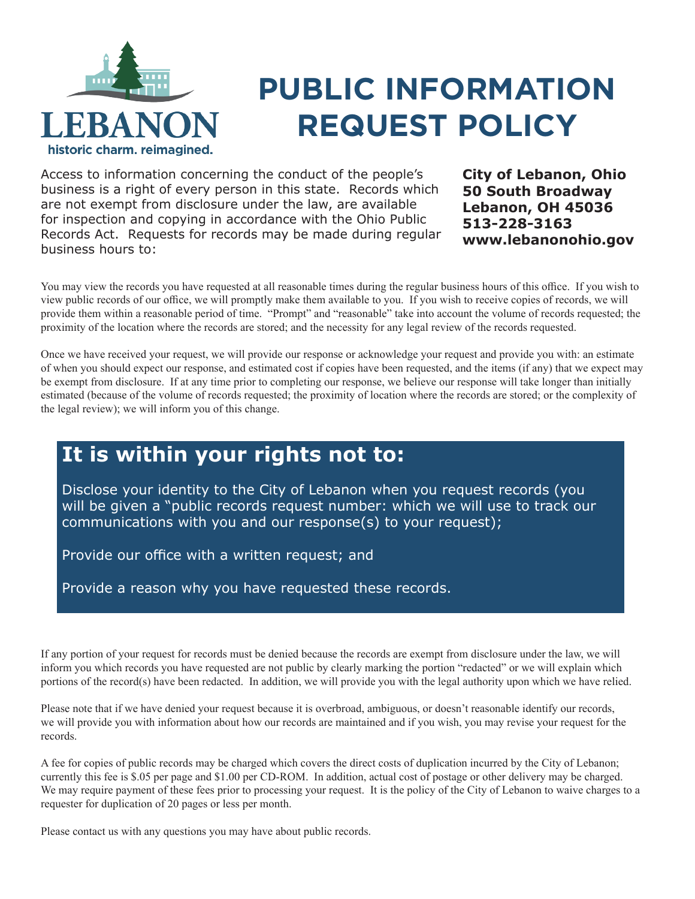LEBANON

historic charm. reimagined.

# PUBLIC INFORMATION REQUEST POLICY

Access to information concerning the conduct of the people's business is a right of every person in this state. Records which are not exempt from disclosure under the law, are available for inspection and copying in accordance with the Ohio Public Records Act. Requests for records may be made during regular business hours to:

**City of Lebanon, Ohio**
**50 South Broadway**
**Lebanon, OH 45036**
**513-228-3163**
**www.lebanonohio.gov**

You may view the records you have requested at all reasonable times during the regular business hours of this office. If you wish to view public records of our office, we will promptly make them available to you. If you wish to receive copies of records, we will provide them within a reasonable period of time. "Prompt" and "reasonable" take into account the volume of records requested; the proximity of the location where the records are stored; and the necessity for any legal review of the records requested.

Once we have received your request, we will provide our response or acknowledge your request and provide you with: an estimate of when you should expect our response, and estimated cost if copies have been requested, and the items (if any) that we expect may be exempt from disclosure. If at any time prior to completing our response, we believe our response will take longer than initially estimated (because of the volume of records requested; the proximity of location where the records are stored; or the complexity of the legal review); we will inform you of this change.

## It is within your rights not to:

Disclose your identity to the City of Lebanon when you request records (you will be given a "public records request number: which we will use to track our communications with you and our response(s) to your request);

Provide our office with a written request; and

Provide a reason why you have requested these records.

If any portion of your request for records must be denied because the records are exempt from disclosure under the law, we will inform you which records you have requested are not public by clearly marking the portion "redacted" or we will explain which portions of the record(s) have been redacted. In addition, we will provide you with the legal authority upon which we have relied.

Please note that if we have denied your request because it is overbroad, ambiguous, or doesn't reasonable identify our records, we will provide you with information about how our records are maintained and if you wish, you may revise your request for the records.

A fee for copies of public records may be charged which covers the direct costs of duplication incurred by the City of Lebanon; currently this fee is $.05 per page and $1.00 per CD-ROM. In addition, actual cost of postage or other delivery may be charged. We may require payment of these fees prior to processing your request. It is the policy of the City of Lebanon to waive charges to a requester for duplication of 20 pages or less per month.

Please contact us with any questions you may have about public records.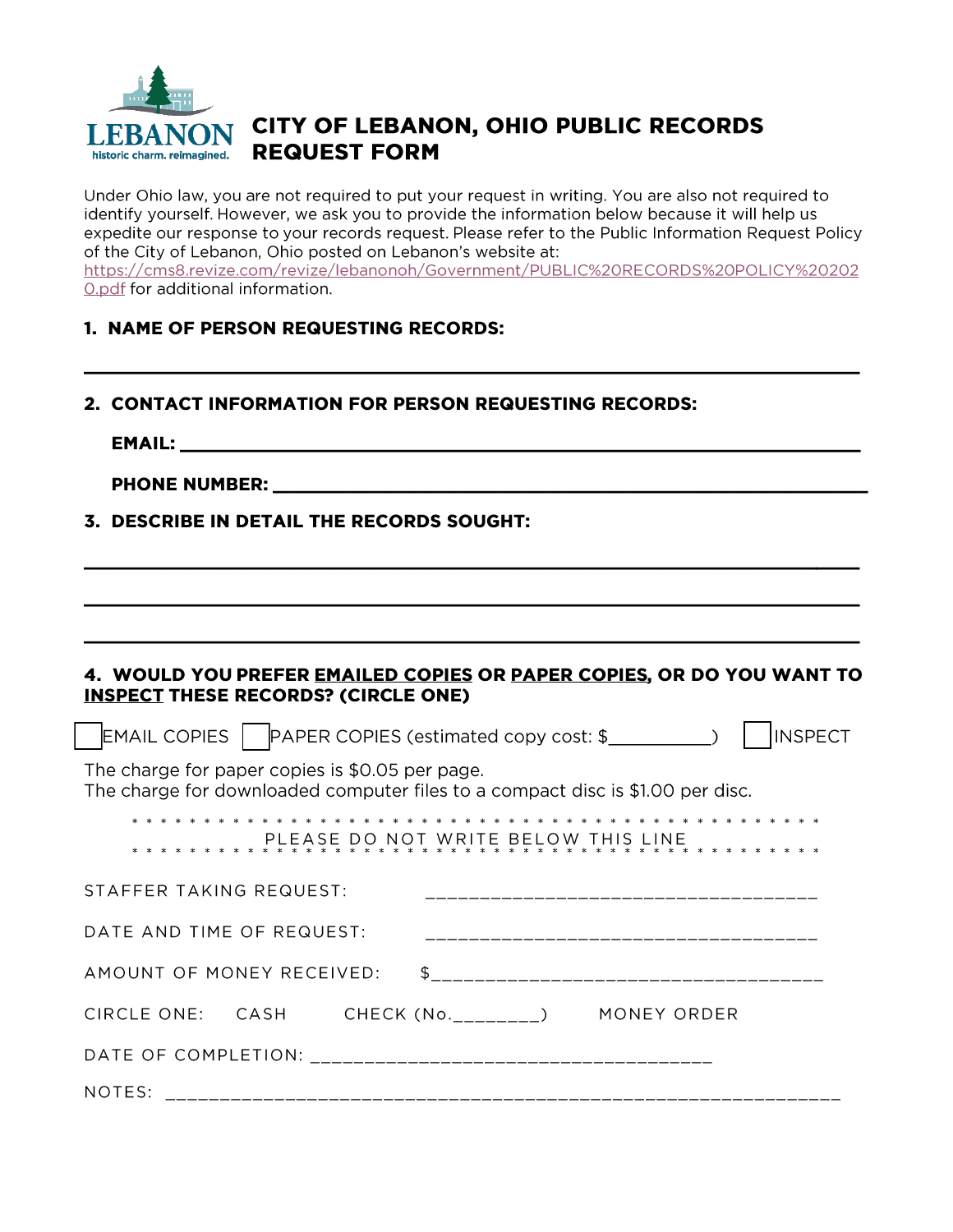# CITY OF LEBANON, OHIO PUBLIC RECORDS REQUEST FORM

Under Ohio law, you are not required to put your request in writing. You are also not required to identify yourself. However, we ask you to provide the information below because it will help us expedite our response to your records request. Please refer to the Public Information Request Policy of the City of Lebanon, Ohio posted on Lebanon's website at: https://cms8.revize.com/revize/lebanonoh/Government/PUBLIC%20RECORDS%20POLICY%202020.pdf for additional information.

**1. NAME OF PERSON REQUESTING RECORDS:**

______________________________________________________________________

**2. CONTACT INFORMATION FOR PERSON REQUESTING RECORDS:**

**EMAIL:** ______________________________________________________________

**PHONE NUMBER:** _______________________________________________________

**3. DESCRIBE IN DETAIL THE RECORDS SOUGHT:**

______________________________________________________________________

______________________________________________________________________

______________________________________________________________________

**4. WOULD YOU PREFER EMAILED COPIES OR PAPER COPIES, OR DO YOU WANT TO INSPECT THESE RECORDS? (CIRCLE ONE)**

☐ EMAIL COPIES ☐ PAPER COPIES (estimated copy cost: $__________) ☐ INSPECT

The charge for paper copies is $0.05 per page.
The charge for downloaded computer files to a compact disc is $1.00 per disc.

* * * * * * * * * * * * * * * * * * * * * * * * * * * * * * * * * * * * * * * * * * * * * * *
PLEASE DO NOT WRITE BELOW THIS LINE
* * * * * * * * * * * * * * * * * * * * * * * * * * * * * * * * * * * * * * * * * * * * * * *

STAFFER TAKING REQUEST: ___________________________________

DATE AND TIME OF REQUEST: ___________________________________

AMOUNT OF MONEY RECEIVED: $___________________________________

CIRCLE ONE: CASH CHECK (No.________) MONEY ORDER

DATE OF COMPLETION: ___________________________________

NOTES: ______________________________________________________________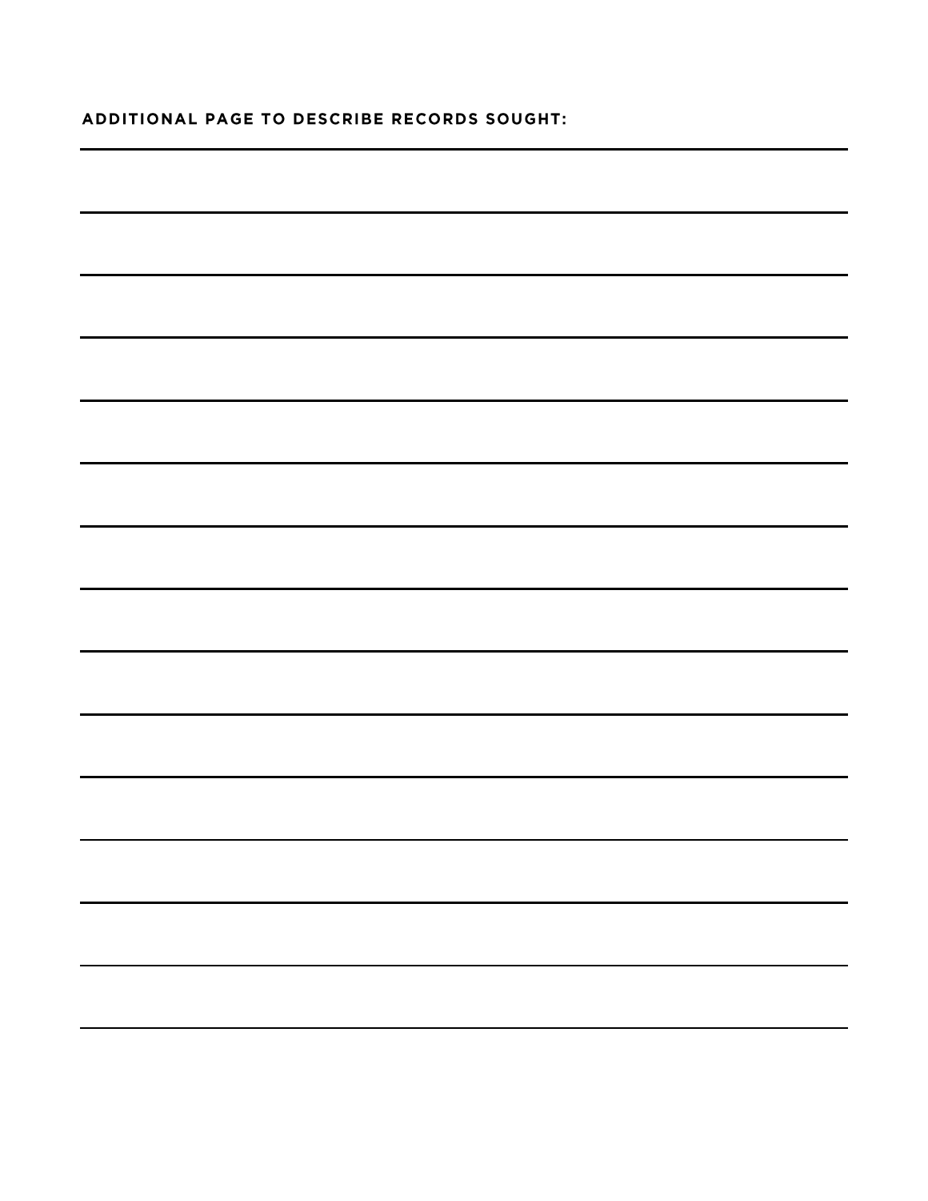**ADDITIONAL PAGE TO DESCRIBE RECORDS SOUGHT:**